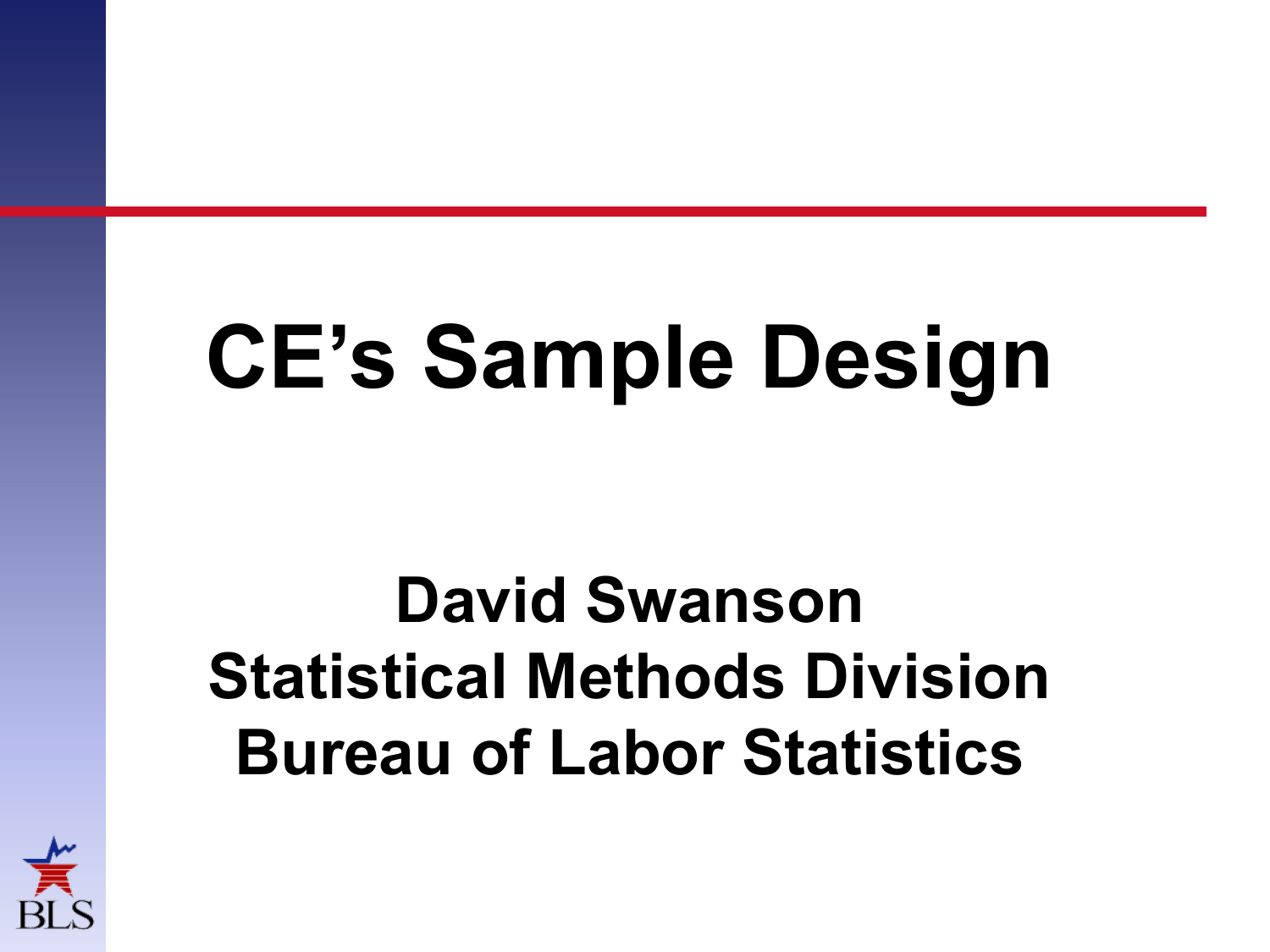# CE's Sample Design

**David Swanson**
**Statistical Methods Division**
**Bureau of Labor Statistics**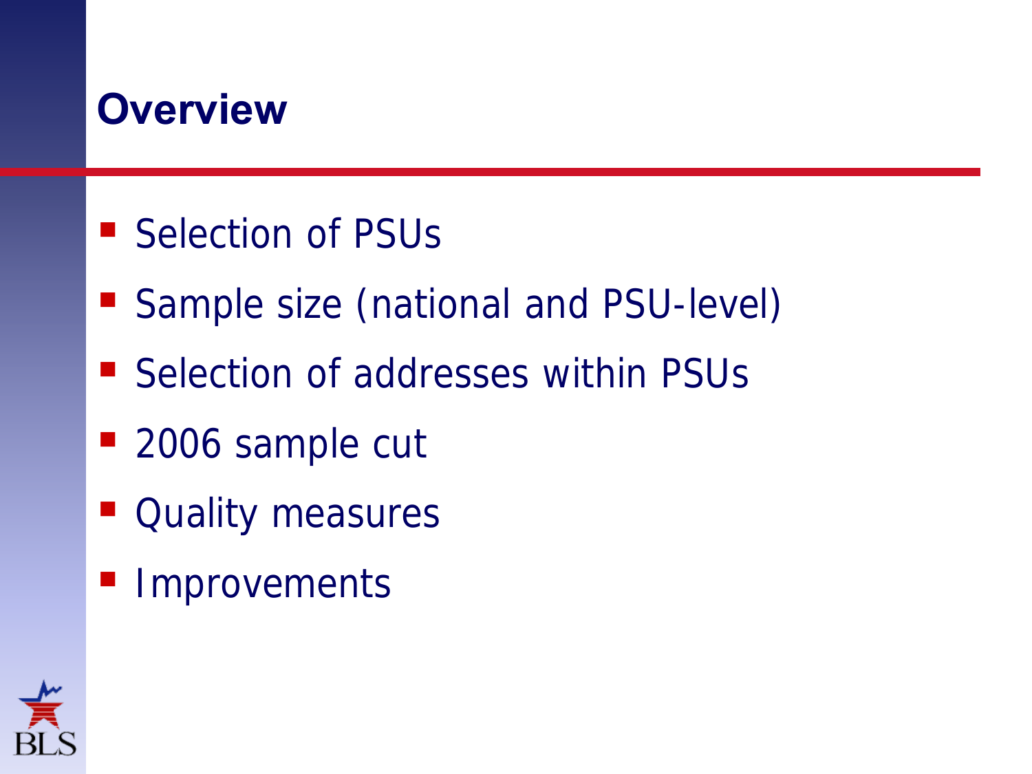# Overview

- Selection of PSUs
- Sample size (national and PSU-level)
- Selection of addresses within PSUs
- 2006 sample cut
- Quality measures
- Improvements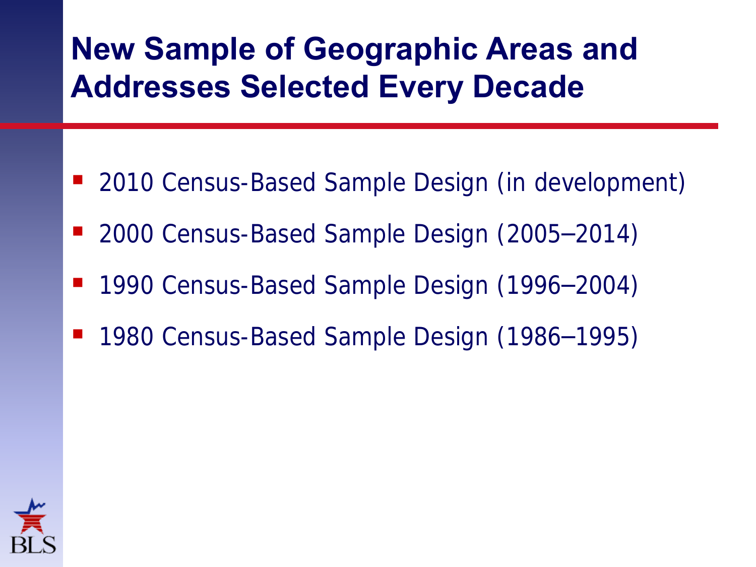# New Sample of Geographic Areas and Addresses Selected Every Decade

- 2010 Census-Based Sample Design (in development)
- 2000 Census-Based Sample Design (2005–2014)
- 1990 Census-Based Sample Design (1996–2004)
- 1980 Census-Based Sample Design (1986–1995)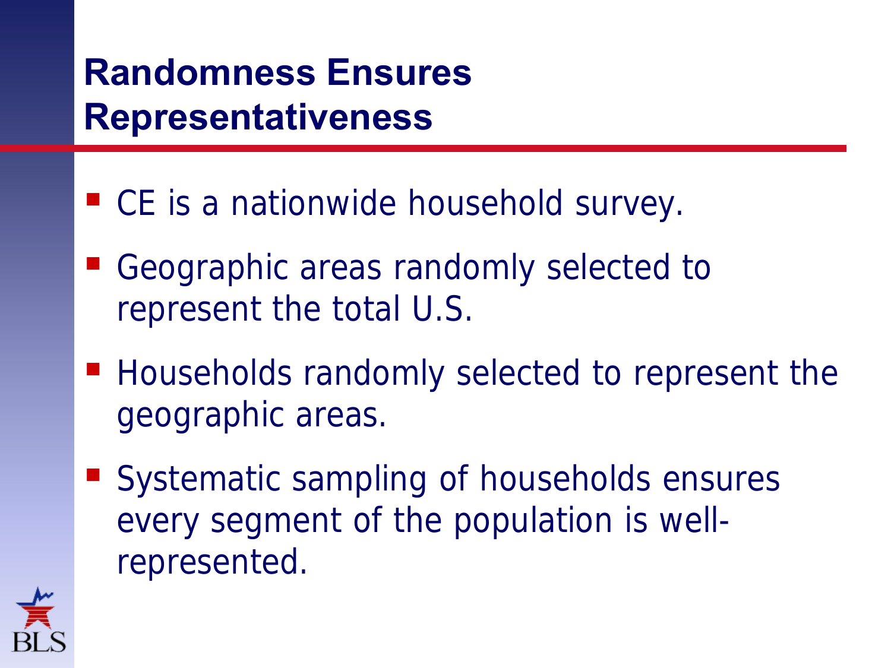# Randomness Ensures Representativeness

- CE is a nationwide household survey.
- Geographic areas randomly selected to represent the total U.S.
- Households randomly selected to represent the geographic areas.
- Systematic sampling of households ensures every segment of the population is well-represented.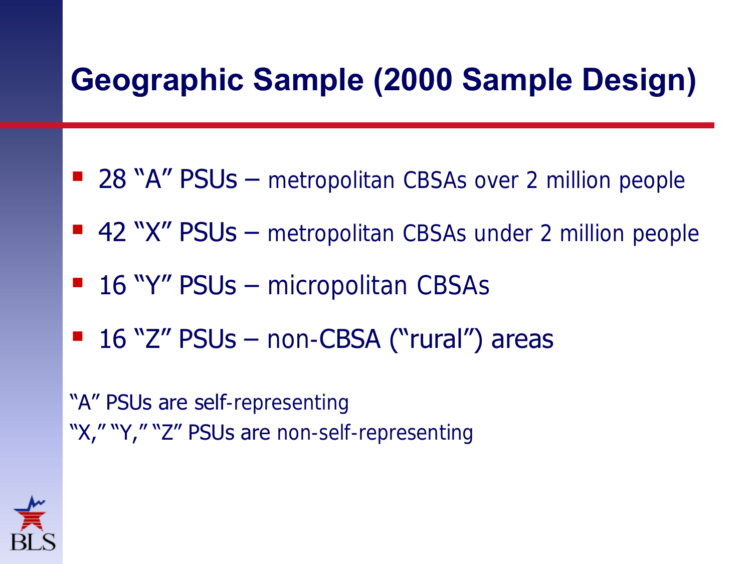# Geographic Sample (2000 Sample Design)

- 28 “A” PSUs – metropolitan CBSAs over 2 million people
- 42 “X” PSUs – metropolitan CBSAs under 2 million people
- 16 “Y” PSUs – micropolitan CBSAs
- 16 “Z” PSUs – non-CBSA (“rural”) areas

“A” PSUs are self-representing

“X,” “Y,” “Z” PSUs are non-self-representing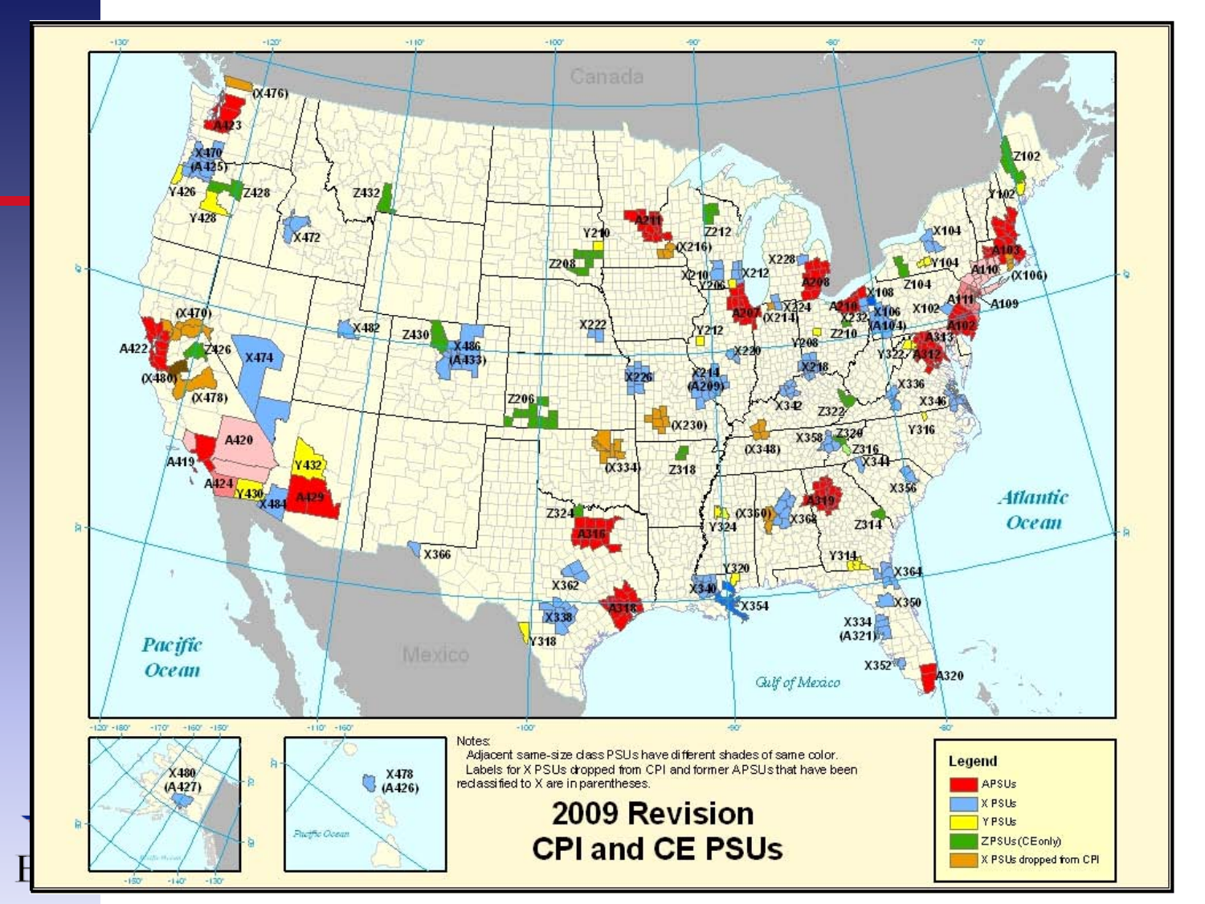# 2009 Revision CPI and CE PSUs

Notes:
Adjacent same-size class PSUs have different shades of same color.
Labels for X PSUs dropped from CPI and former APSUs that have been reclassified to X are in parentheses.

**Legend**

- APSUs
- X PSUs
- Y PSUs
- Z PSUs (CE only)
- X PSUs dropped from CPI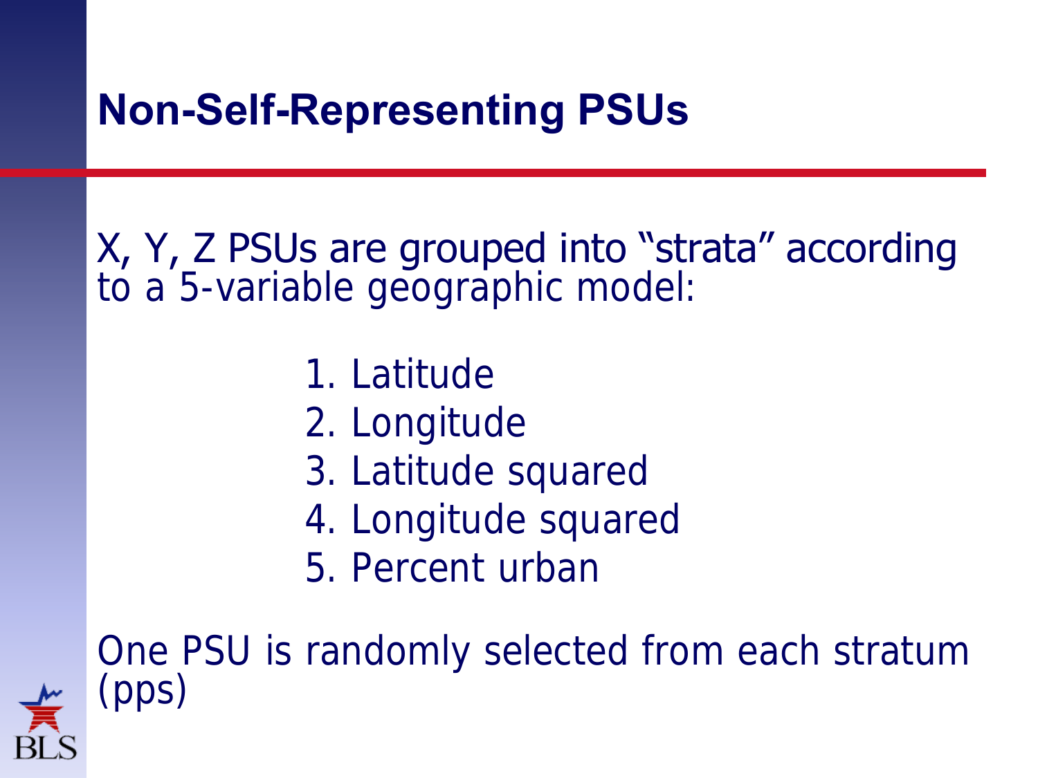# Non-Self-Representing PSUs

X, Y, Z PSUs are grouped into "strata" according to a 5-variable geographic model:

1. Latitude
2. Longitude
3. Latitude squared
4. Longitude squared
5. Percent urban

One PSU is randomly selected from each stratum (pps)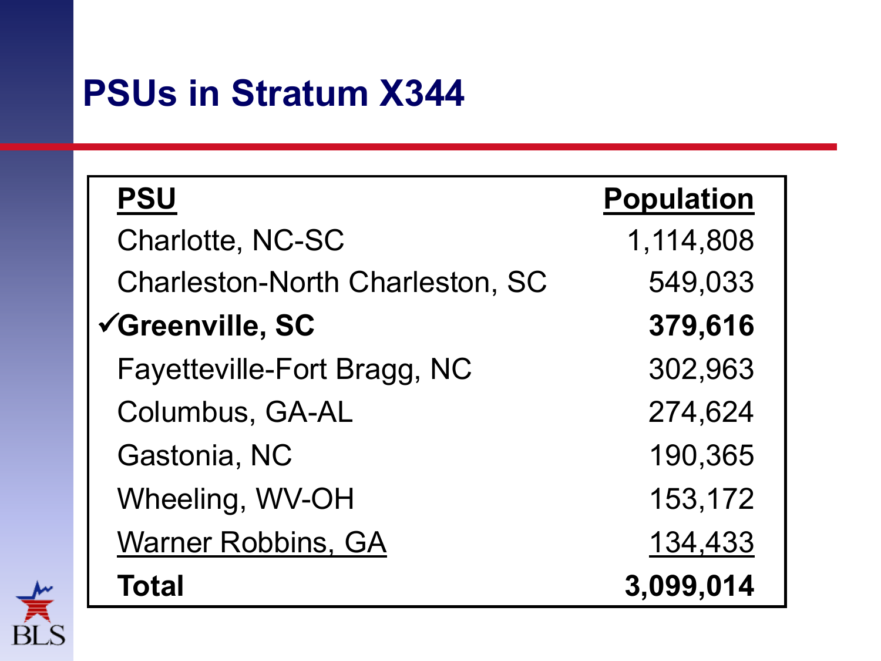# PSUs in Stratum X344

| PSU | Population |
|---|---|
| Charlotte, NC-SC | 1,114,808 |
| Charleston-North Charleston, SC | 549,033 |
| ✓**Greenville, SC** | **379,616** |
| Fayetteville-Fort Bragg, NC | 302,963 |
| Columbus, GA-AL | 274,624 |
| Gastonia, NC | 190,365 |
| Wheeling, WV-OH | 153,172 |
| Warner Robbins, GA | 134,433 |
| **Total** | **3,099,014** |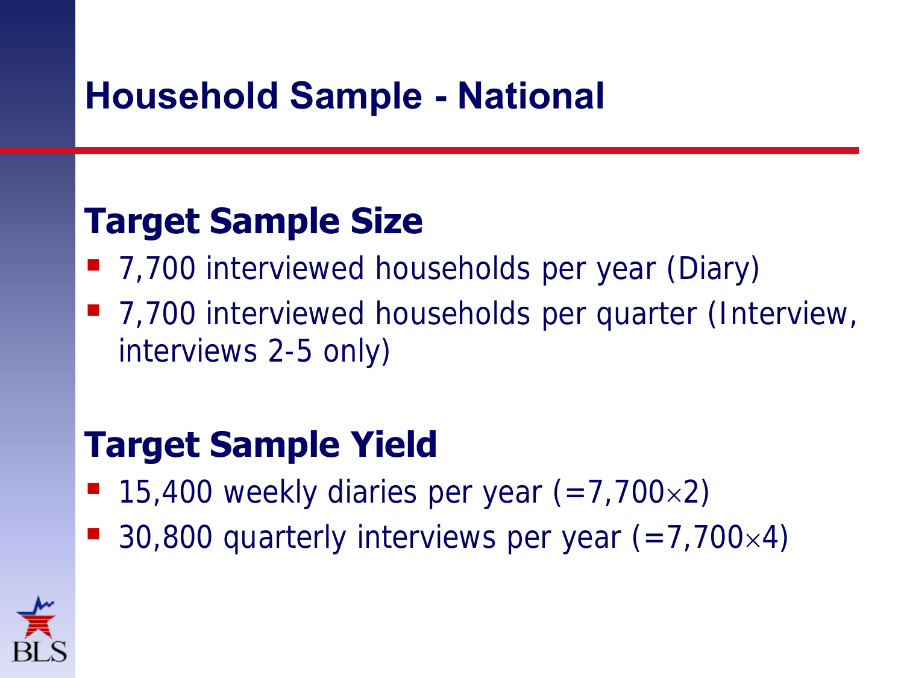# Household Sample - National

## Target Sample Size

- 7,700 interviewed households per year (Diary)
- 7,700 interviewed households per quarter (Interview, interviews 2-5 only)

## Target Sample Yield

- 15,400 weekly diaries per year ($=7{,}700 \times 2$)
- 30,800 quarterly interviews per year ($=7{,}700 \times 4$)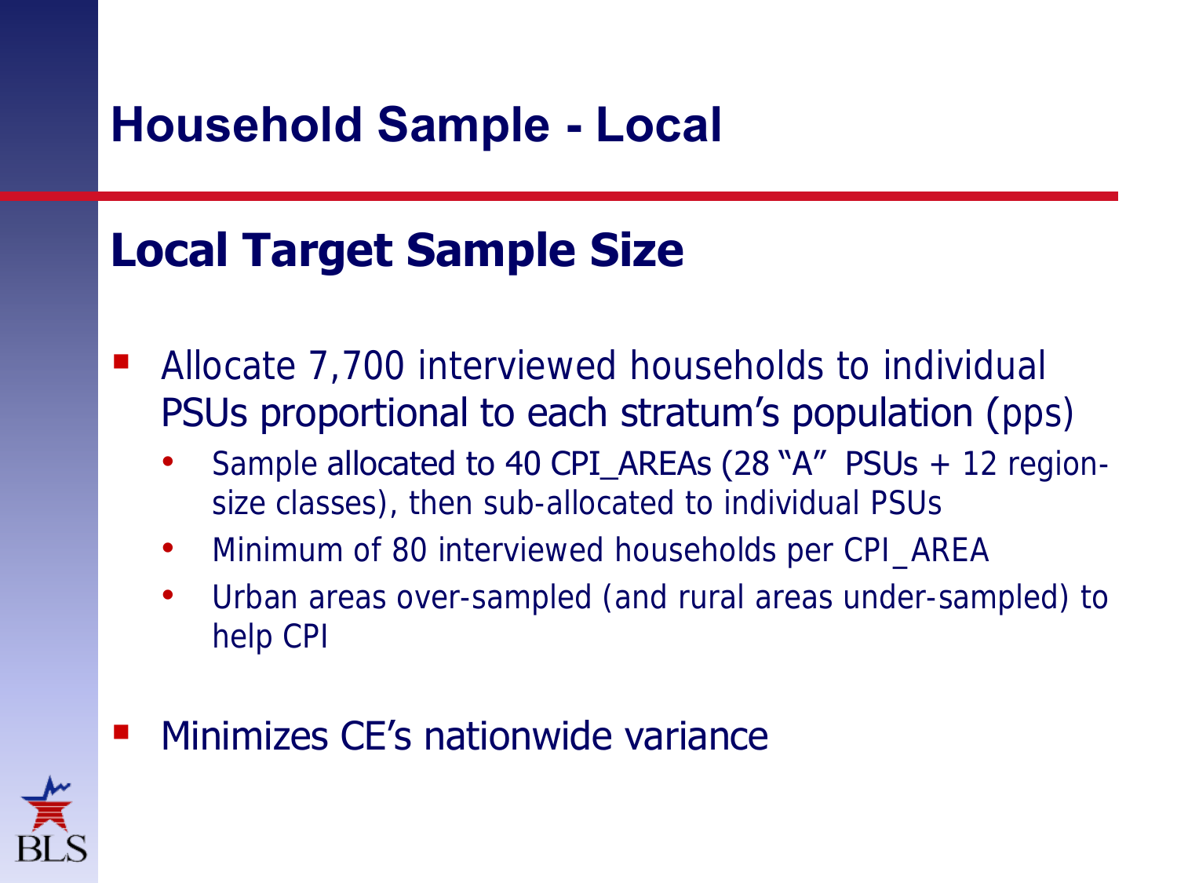# Household Sample - Local

## Local Target Sample Size

- Allocate 7,700 interviewed households to individual PSUs proportional to each stratum's population (pps)
  - Sample allocated to 40 CPI_AREAs (28 "A" PSUs + 12 region-size classes), then sub-allocated to individual PSUs
  - Minimum of 80 interviewed households per CPI_AREA
  - Urban areas over-sampled (and rural areas under-sampled) to help CPI
- Minimizes CE's nationwide variance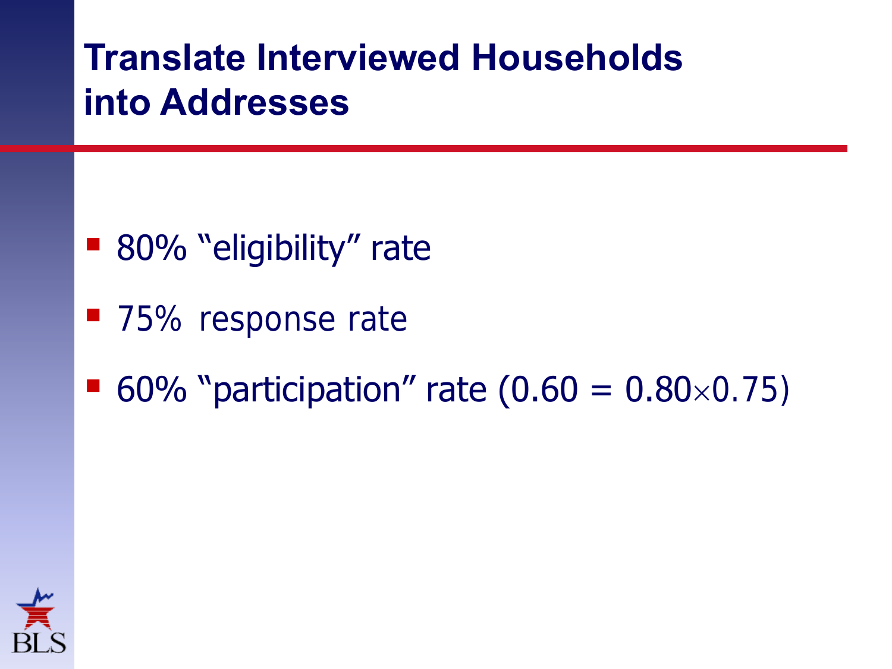# Translate Interviewed Households into Addresses

- 80% “eligibility” rate
- 75% response rate
- 60% “participation” rate ($0.60 = 0.80 \times 0.75$)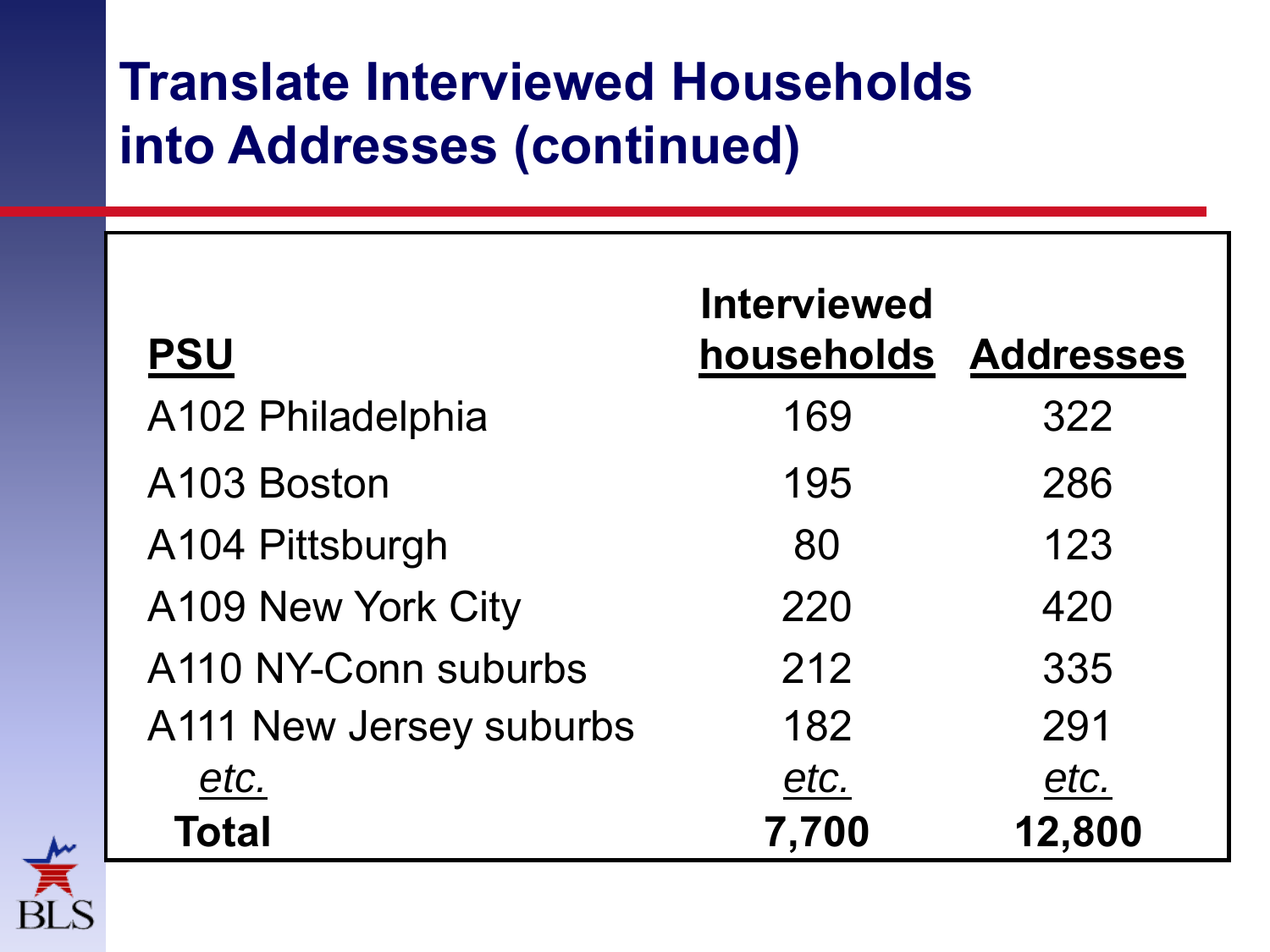# Translate Interviewed Households into Addresses (continued)

| PSU | Interviewed households | Addresses |
|---|---|---|
| A102 Philadelphia | 169 | 322 |
| A103 Boston | 195 | 286 |
| A104 Pittsburgh | 80 | 123 |
| A109 New York City | 220 | 420 |
| A110 NY-Conn suburbs | 212 | 335 |
| A111 New Jersey suburbs | 182 | 291 |
| *etc.* | *etc.* | *etc.* |
| **Total** | **7,700** | **12,800** |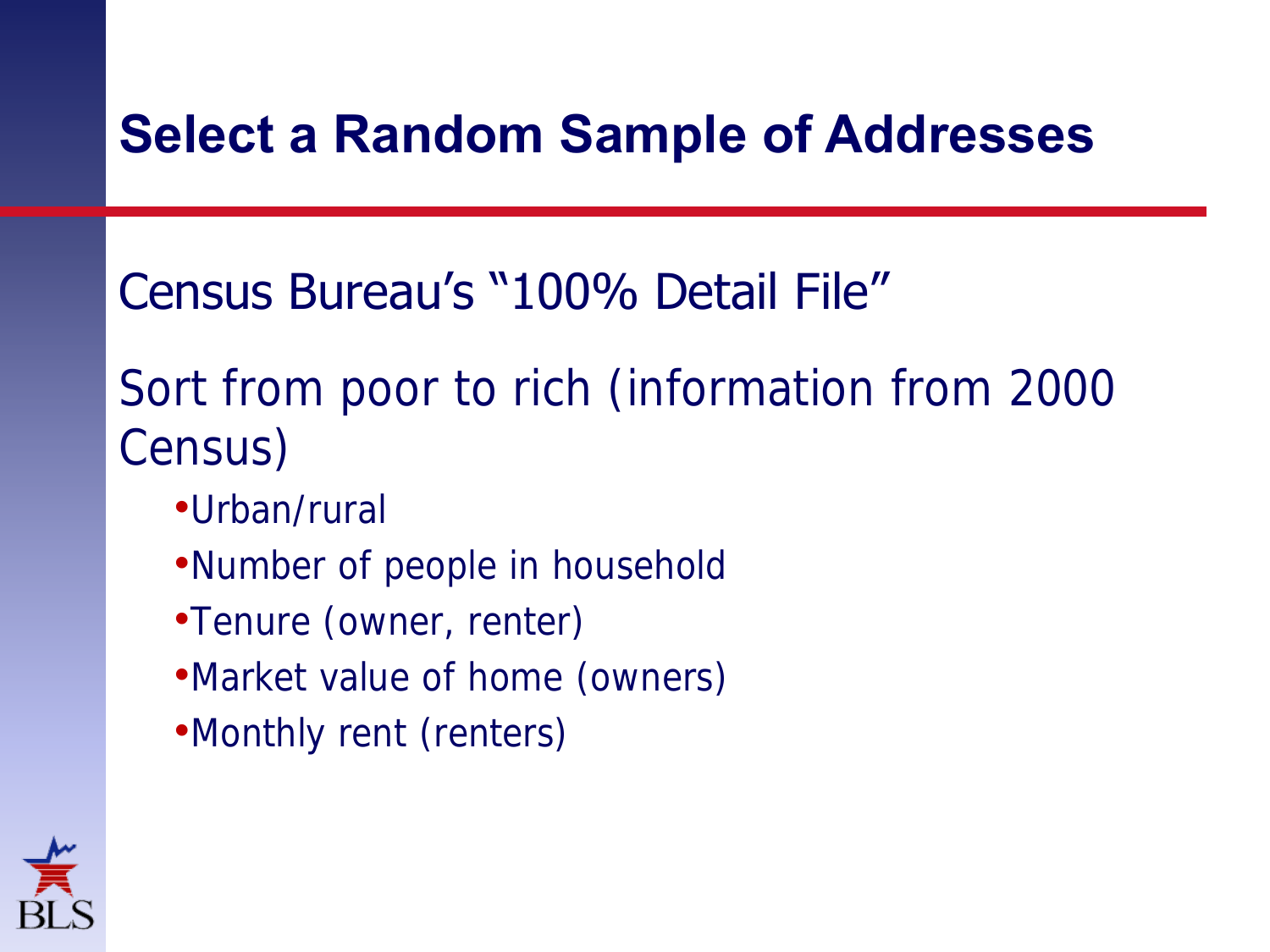# Select a Random Sample of Addresses

Census Bureau's "100% Detail File"

Sort from poor to rich (information from 2000 Census)

- Urban/rural
- Number of people in household
- Tenure (owner, renter)
- Market value of home (owners)
- Monthly rent (renters)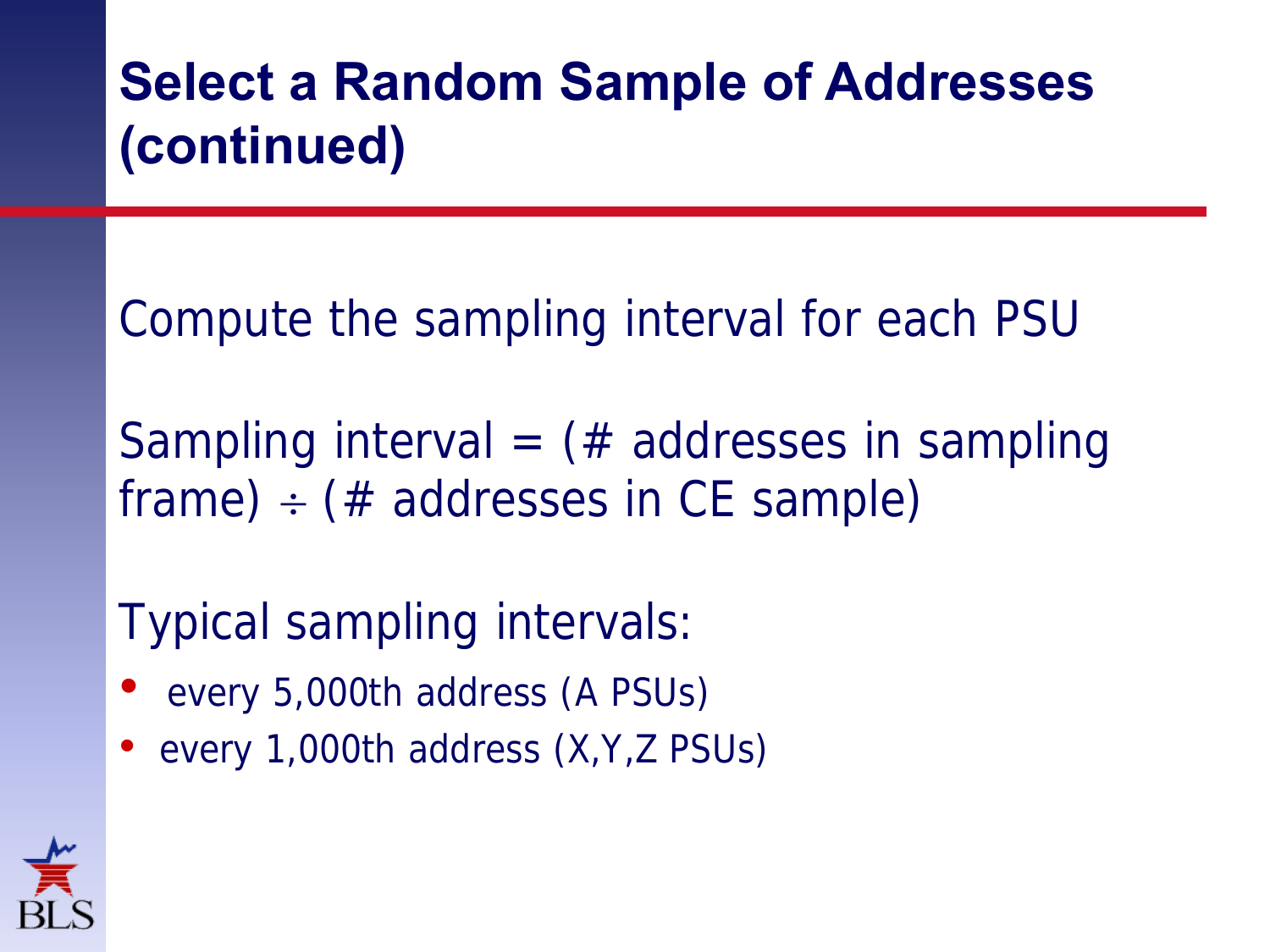# Select a Random Sample of Addresses (continued)

Compute the sampling interval for each PSU

Sampling interval = (# addresses in sampling frame) ÷ (# addresses in CE sample)

Typical sampling intervals:

- every 5,000th address (A PSUs)
- every 1,000th address (X,Y,Z PSUs)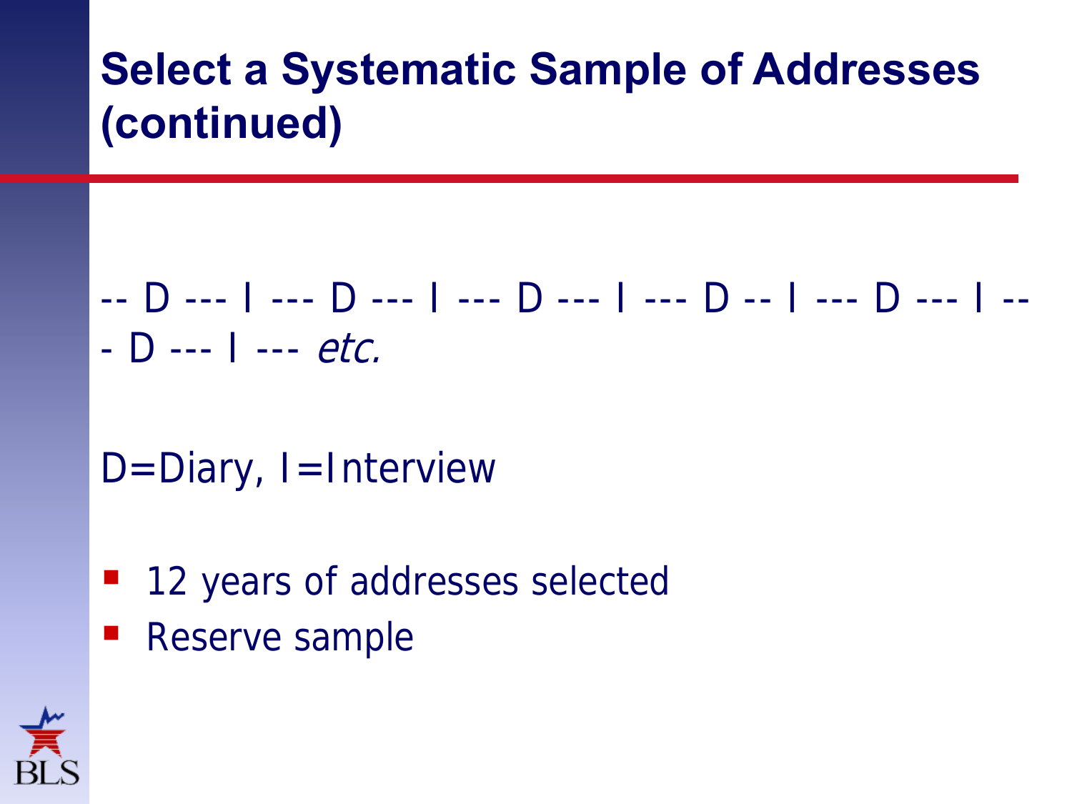# Select a Systematic Sample of Addresses (continued)

-- D --- I --- D --- I --- D --- I --- D -- I --- D --- I --- D --- I --- *etc.*

D=Diary, I=Interview

- 12 years of addresses selected
- Reserve sample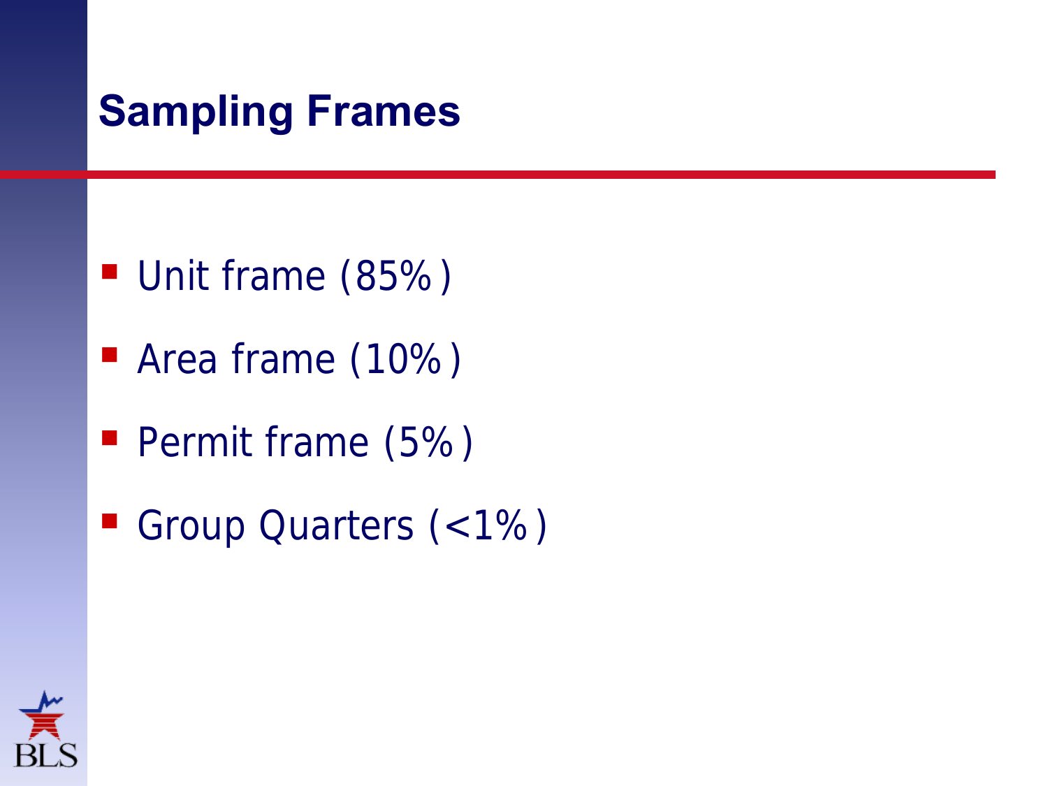# Sampling Frames

- Unit frame (85%)
- Area frame (10%)
- Permit frame (5%)
- Group Quarters (<1%)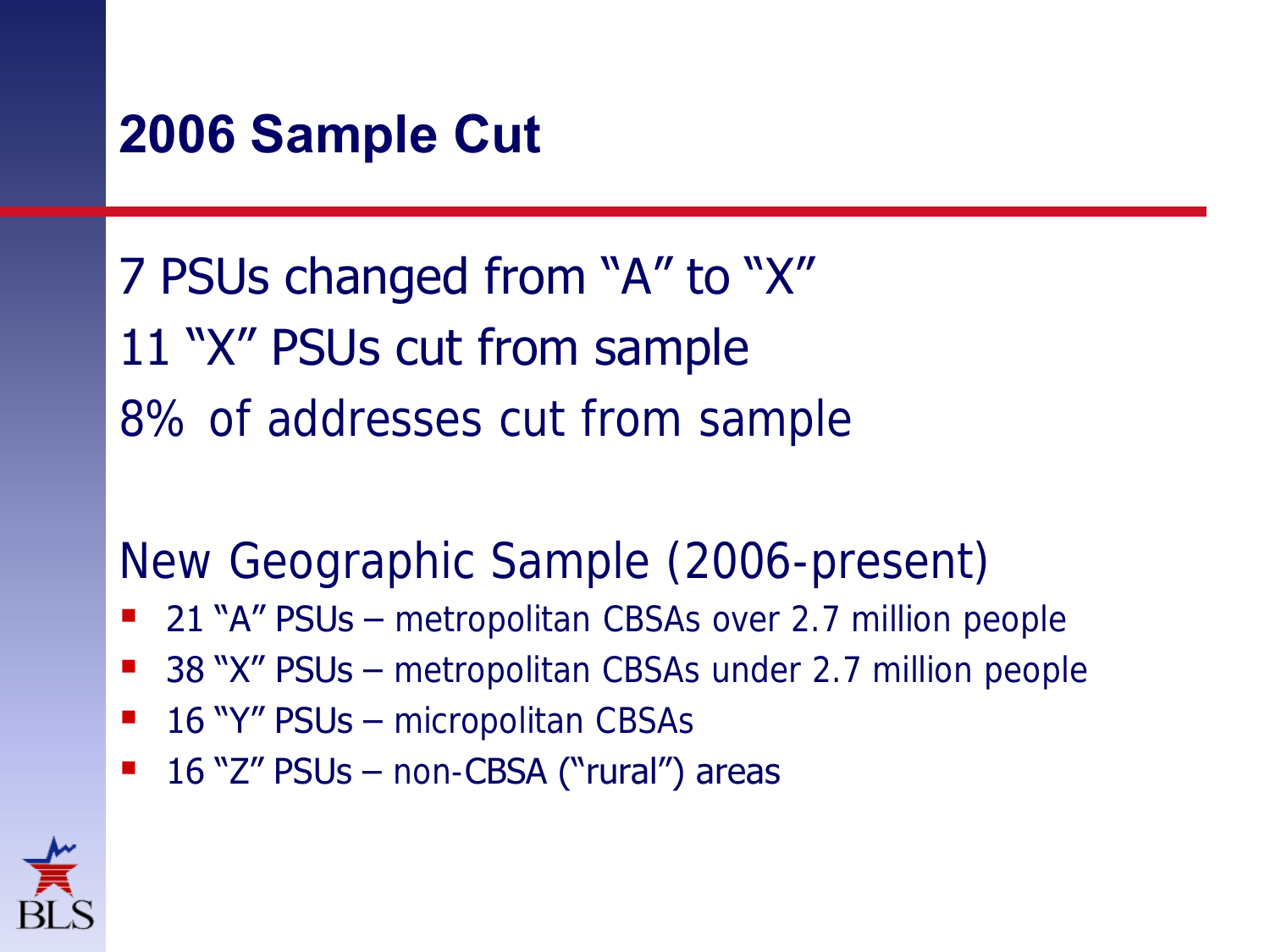# 2006 Sample Cut

7 PSUs changed from “A” to “X”

11 “X” PSUs cut from sample

8% of addresses cut from sample

New Geographic Sample (2006-present)

- 21 “A” PSUs – metropolitan CBSAs over 2.7 million people
- 38 “X” PSUs – metropolitan CBSAs under 2.7 million people
- 16 “Y” PSUs – micropolitan CBSAs
- 16 “Z” PSUs – non-CBSA (“rural”) areas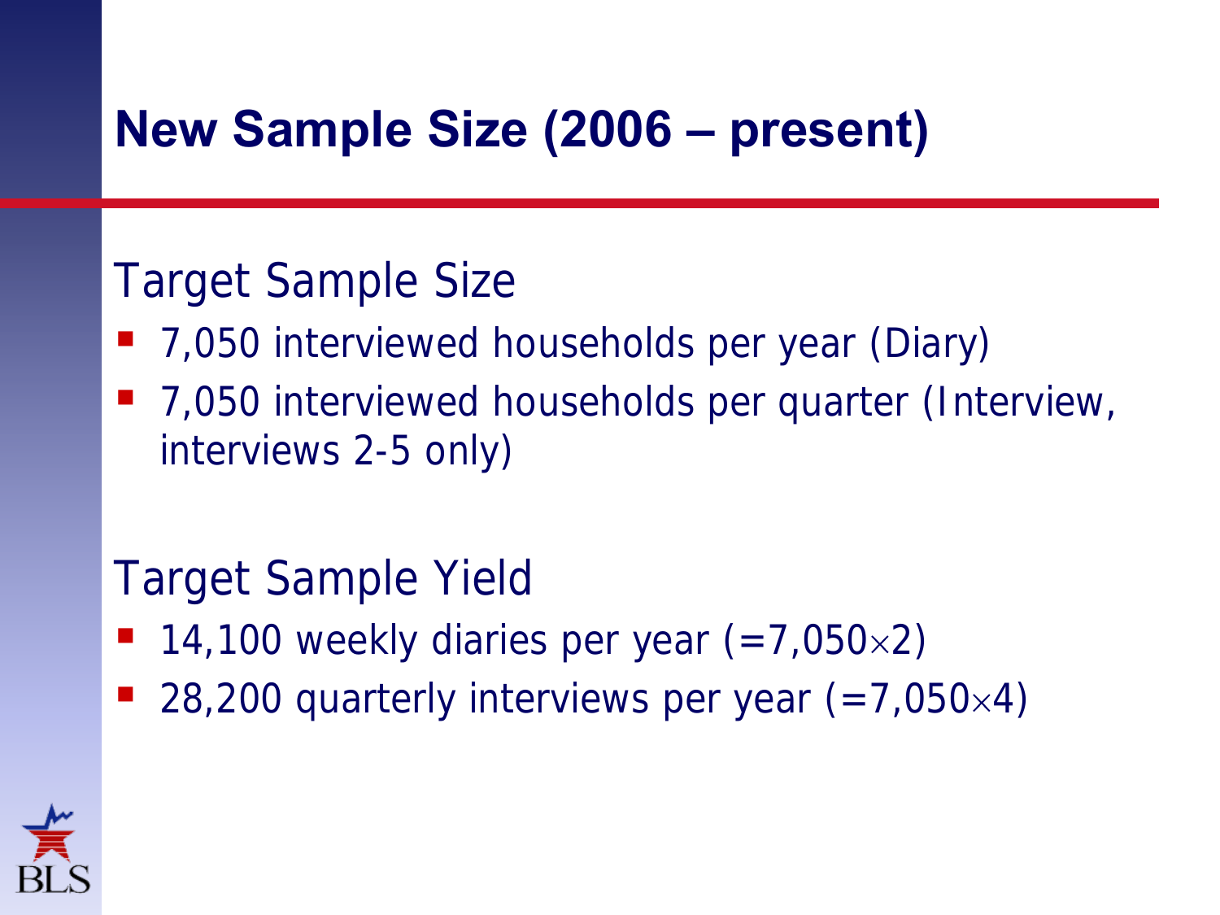# New Sample Size (2006 – present)

## Target Sample Size

- 7,050 interviewed households per year (Diary)
- 7,050 interviewed households per quarter (Interview, interviews 2-5 only)

## Target Sample Yield

- 14,100 weekly diaries per year (=7,050×2)
- 28,200 quarterly interviews per year (=7,050×4)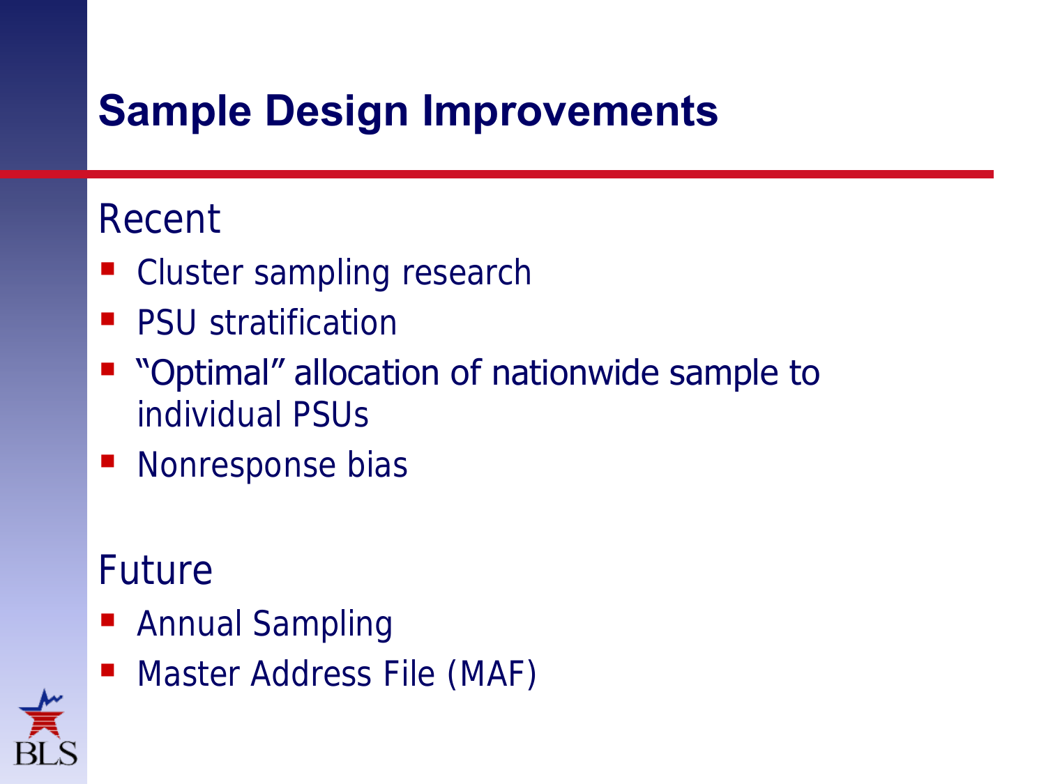# Sample Design Improvements

Recent

- Cluster sampling research
- PSU stratification
- "Optimal" allocation of nationwide sample to individual PSUs
- Nonresponse bias

Future

- Annual Sampling
- Master Address File (MAF)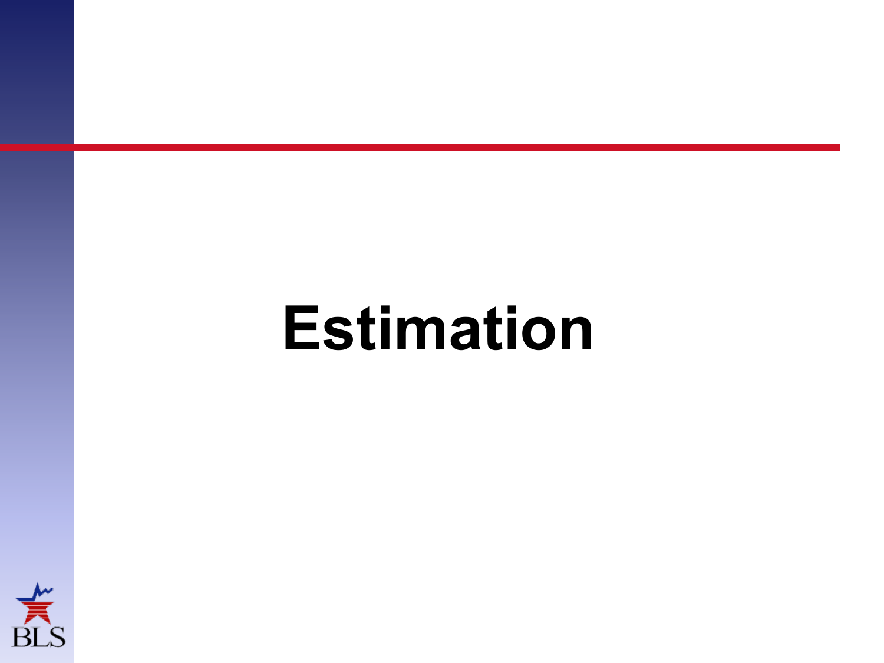# Estimation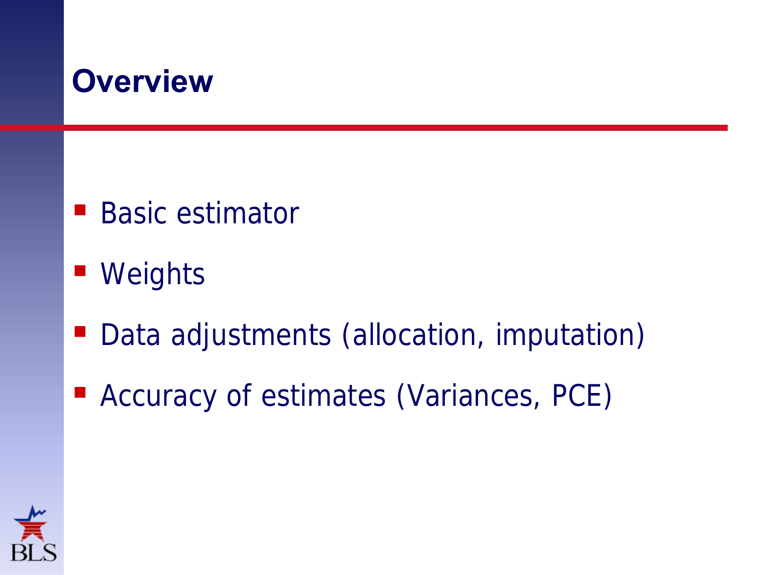# Overview

- Basic estimator
- Weights
- Data adjustments (allocation, imputation)
- Accuracy of estimates (Variances, PCE)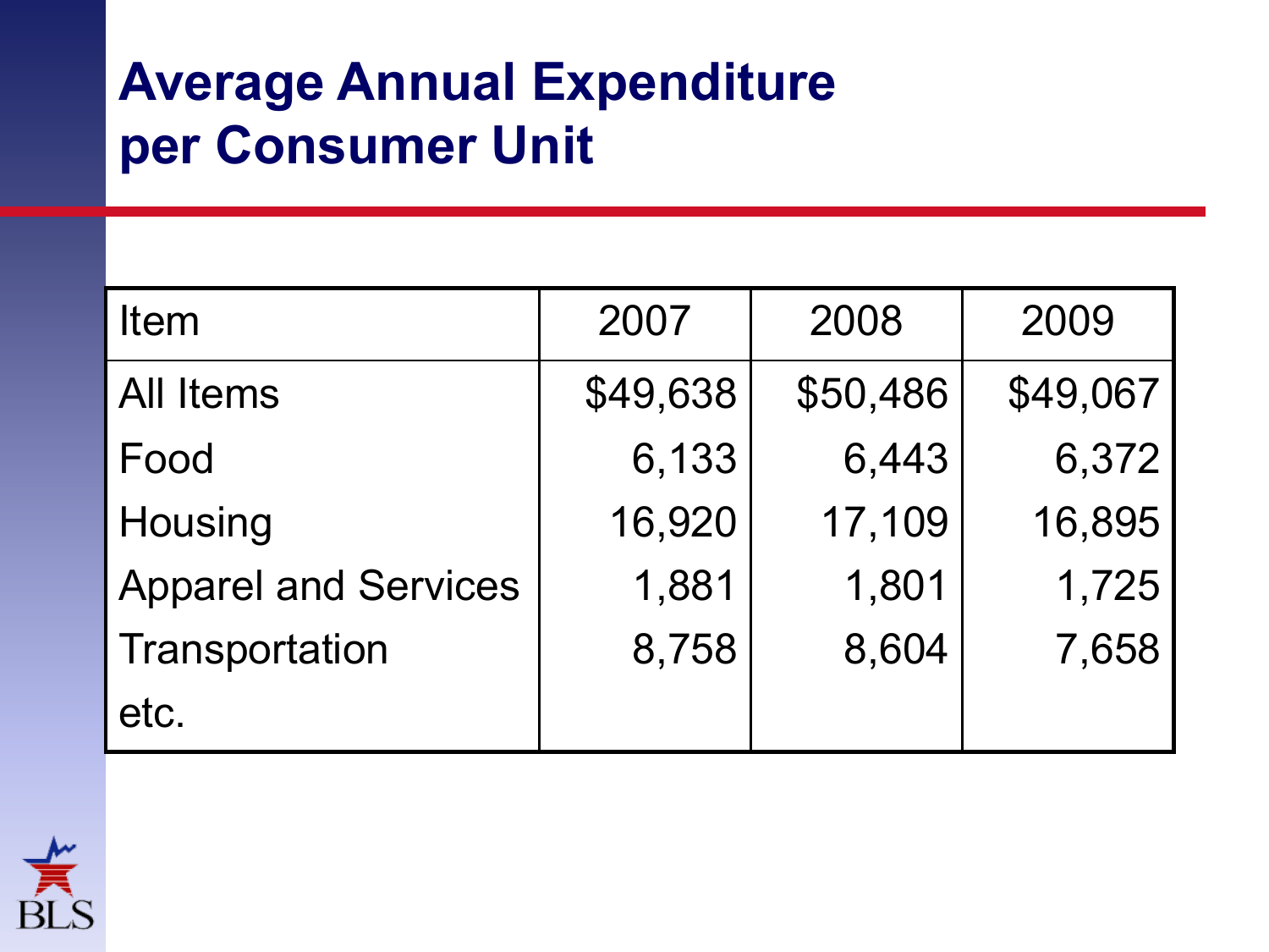# Average Annual Expenditure per Consumer Unit

| Item | 2007 | 2008 | 2009 |
|---|---|---|---|
| All Items | $49,638 | $50,486 | $49,067 |
| Food | 6,133 | 6,443 | 6,372 |
| Housing | 16,920 | 17,109 | 16,895 |
| Apparel and Services | 1,881 | 1,801 | 1,725 |
| Transportation | 8,758 | 8,604 | 7,658 |
| etc. | | | |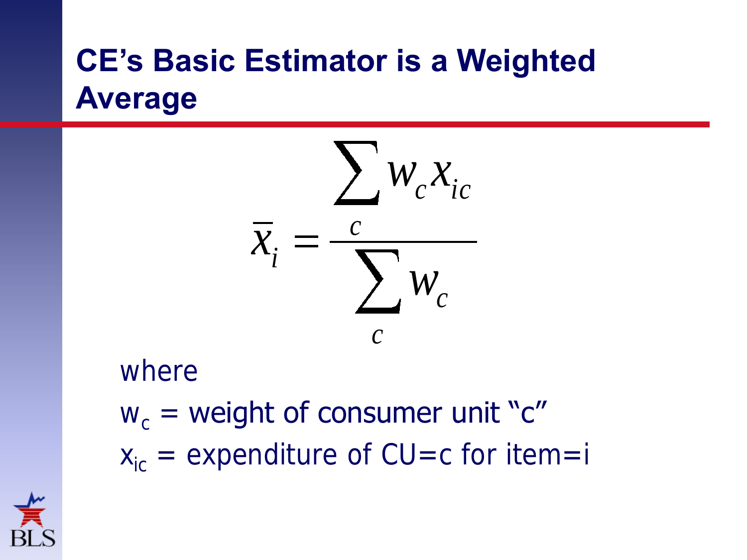# CE's Basic Estimator is a Weighted Average

$$\bar{x}_i = \frac{\sum_c w_c x_{ic}}{\sum_c w_c}$$

where

$w_c$ = weight of consumer unit "c"

$x_{ic}$ = expenditure of CU=c for item=i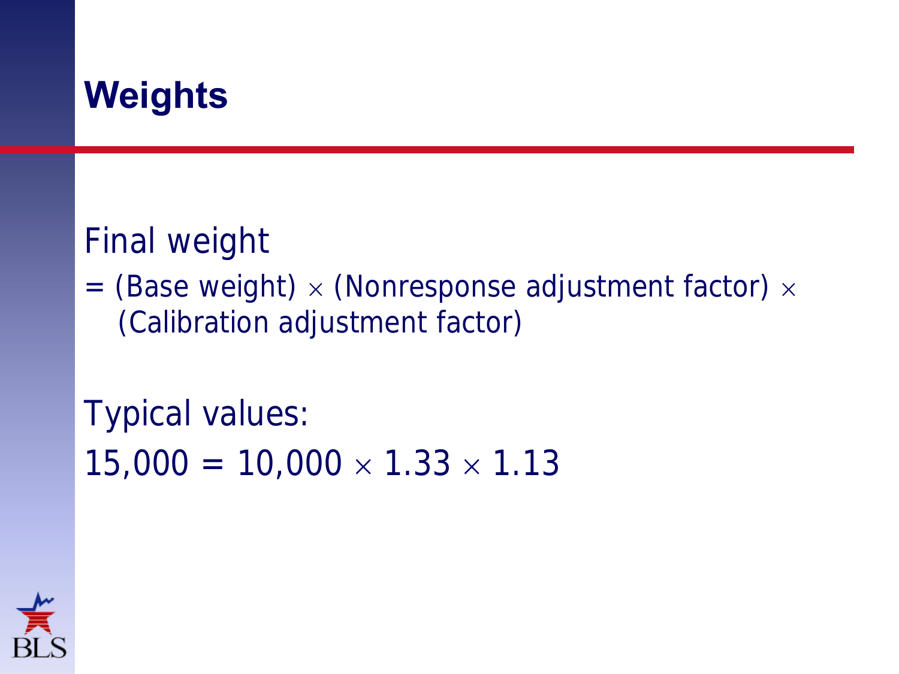# Weights

Final weight

= (Base weight) $\times$ (Nonresponse adjustment factor) $\times$ (Calibration adjustment factor)

Typical values:

$$15{,}000 = 10{,}000 \times 1.33 \times 1.13$$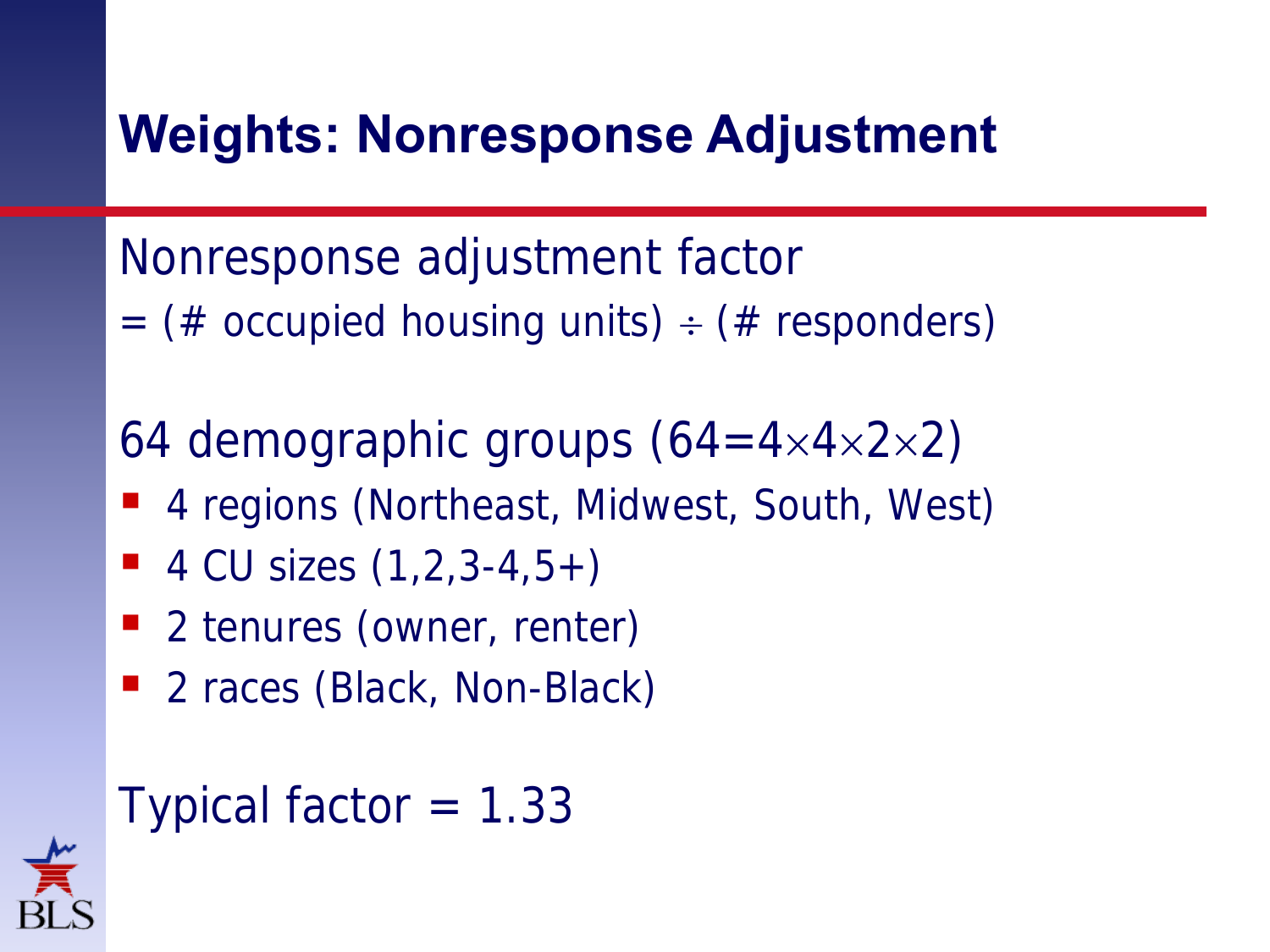# Weights: Nonresponse Adjustment

Nonresponse adjustment factor
= (# occupied housing units) $\div$ (# responders)

64 demographic groups ($64=4\times4\times2\times2$)

- 4 regions (Northeast, Midwest, South, West)
- 4 CU sizes (1,2,3-4,5+)
- 2 tenures (owner, renter)
- 2 races (Black, Non-Black)

Typical factor = 1.33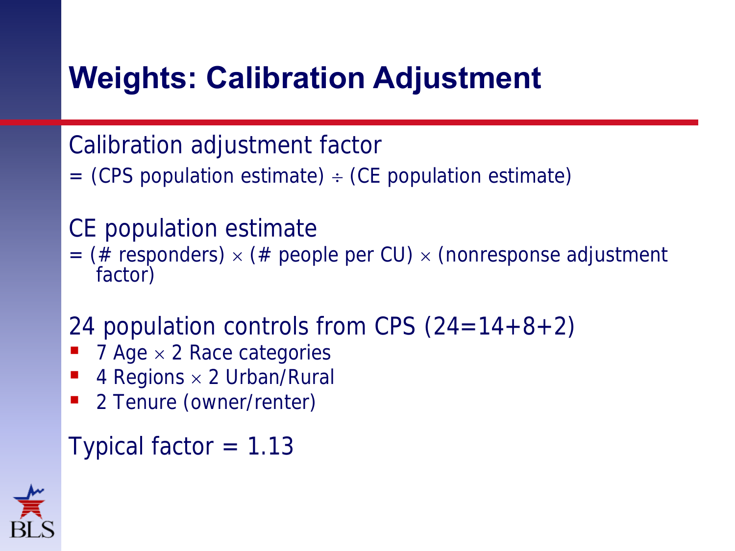# Weights: Calibration Adjustment

Calibration adjustment factor

= (CPS population estimate) $\div$ (CE population estimate)

CE population estimate

= (# responders) $\times$ (# people per CU) $\times$ (nonresponse adjustment factor)

24 population controls from CPS (24=14+8+2)

- 7 Age $\times$ 2 Race categories
- 4 Regions $\times$ 2 Urban/Rural
- 2 Tenure (owner/renter)

Typical factor = 1.13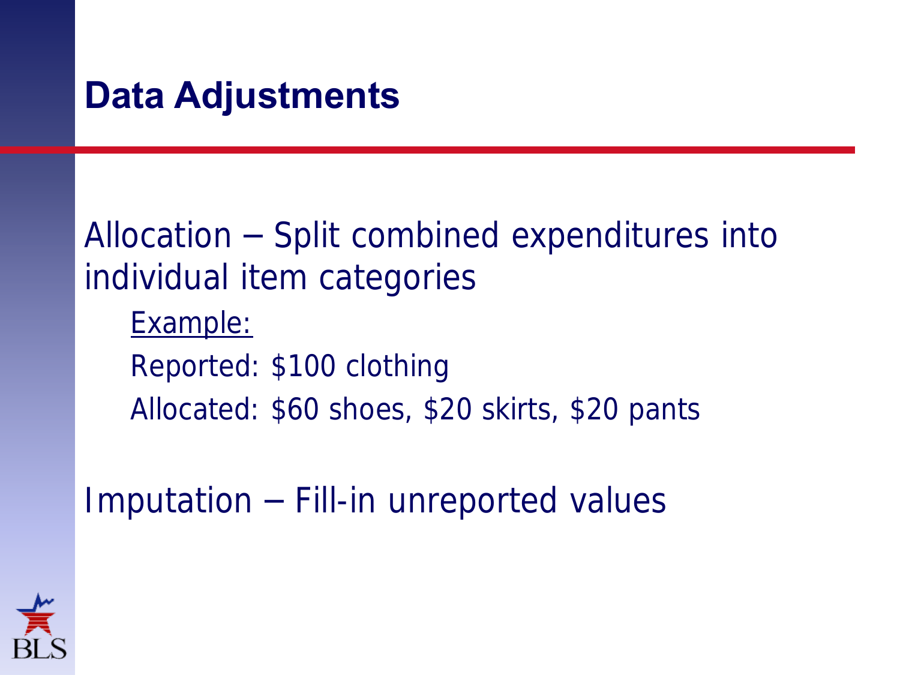# Data Adjustments

Allocation – Split combined expenditures into individual item categories

<u>Example:</u>

Reported: $100 clothing

Allocated: $60 shoes, $20 skirts, $20 pants

Imputation – Fill-in unreported values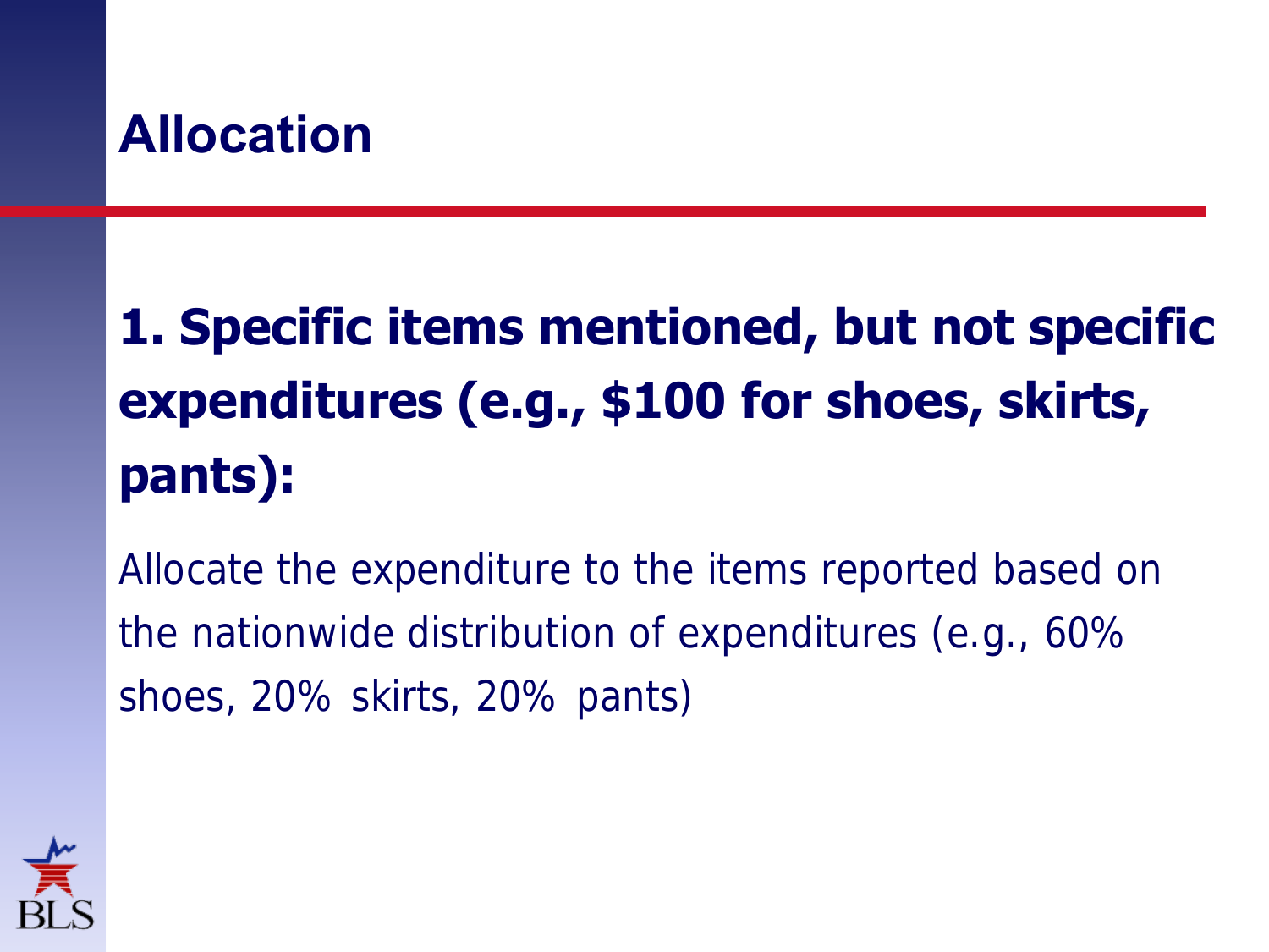# Allocation

**1. Specific items mentioned, but not specific expenditures (e.g., $100 for shoes, skirts, pants):**

Allocate the expenditure to the items reported based on the nationwide distribution of expenditures (e.g., 60% shoes, 20% skirts, 20% pants)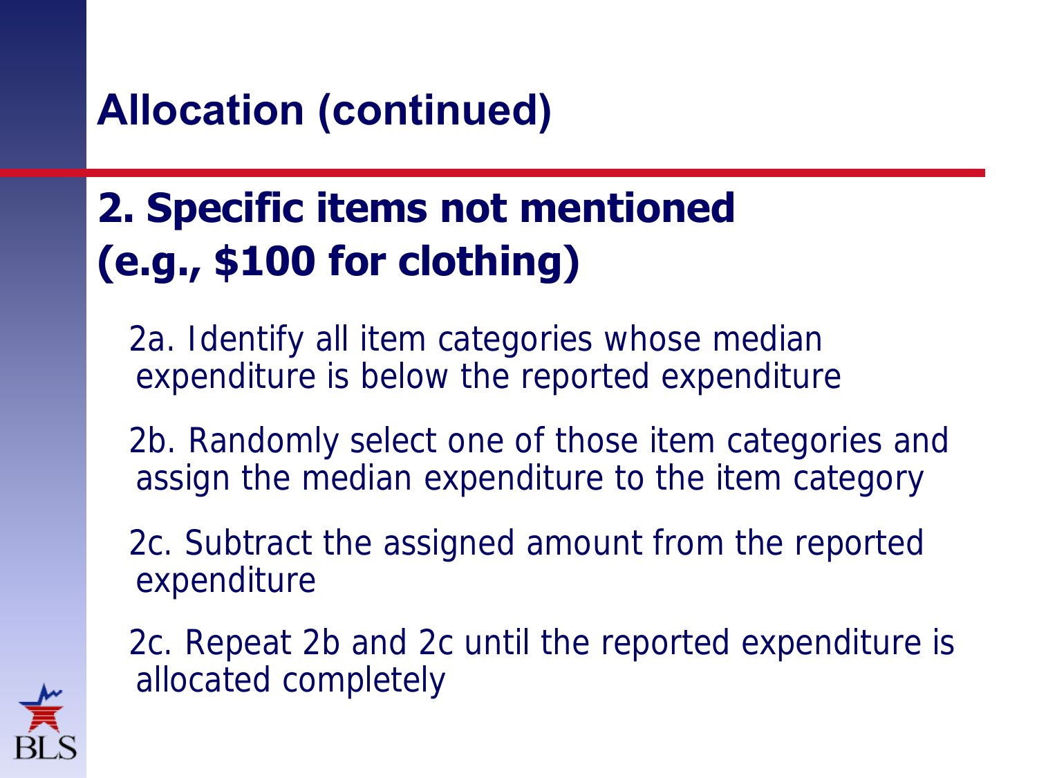# Allocation (continued)

## 2. Specific items not mentioned (e.g., $100 for clothing)

2a. Identify all item categories whose median expenditure is below the reported expenditure

2b. Randomly select one of those item categories and assign the median expenditure to the item category

2c. Subtract the assigned amount from the reported expenditure

2c. Repeat 2b and 2c until the reported expenditure is allocated completely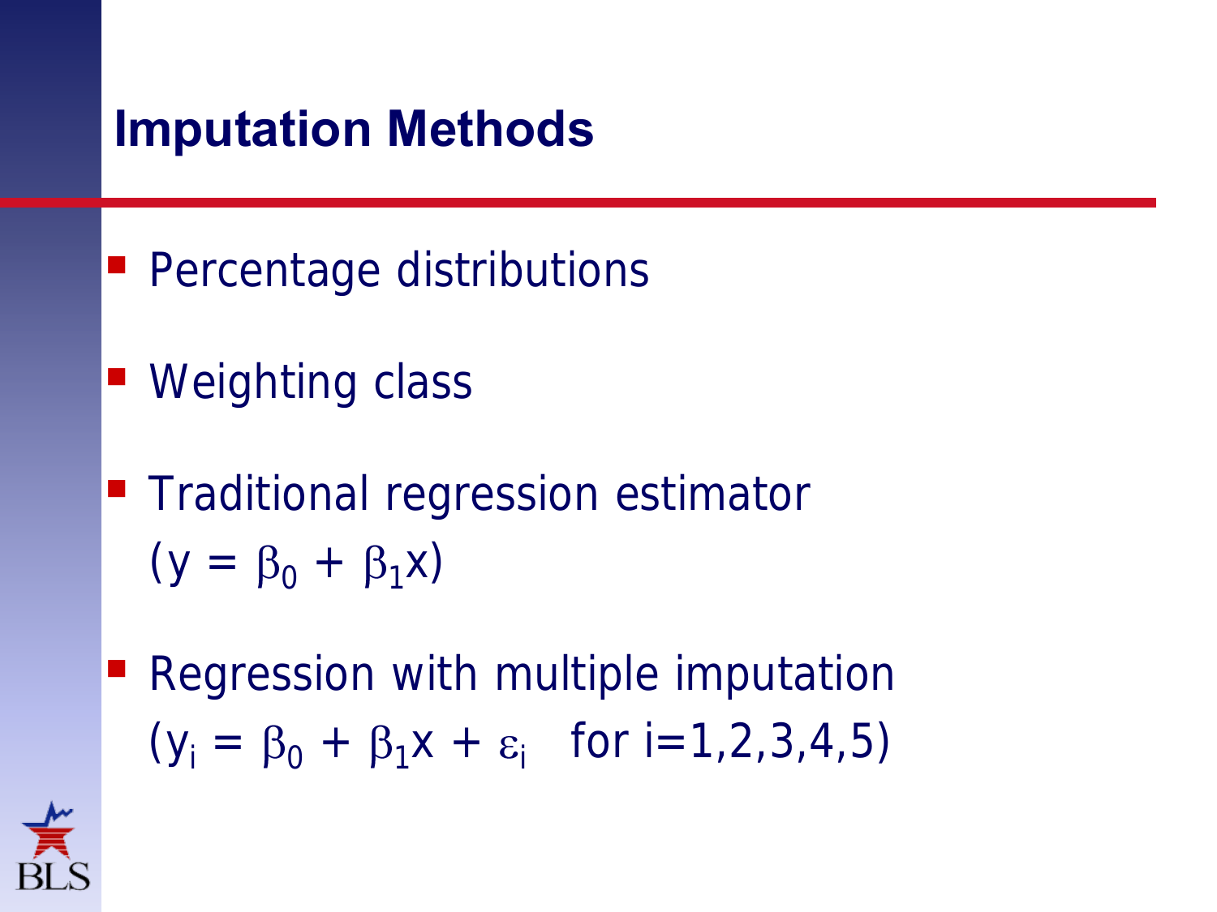# Imputation Methods

- Percentage distributions
- Weighting class
- Traditional regression estimator ($y = \beta_0 + \beta_1 x$)
- Regression with multiple imputation ($y_i = \beta_0 + \beta_1 x + \varepsilon_i$ for $i=1,2,3,4,5$)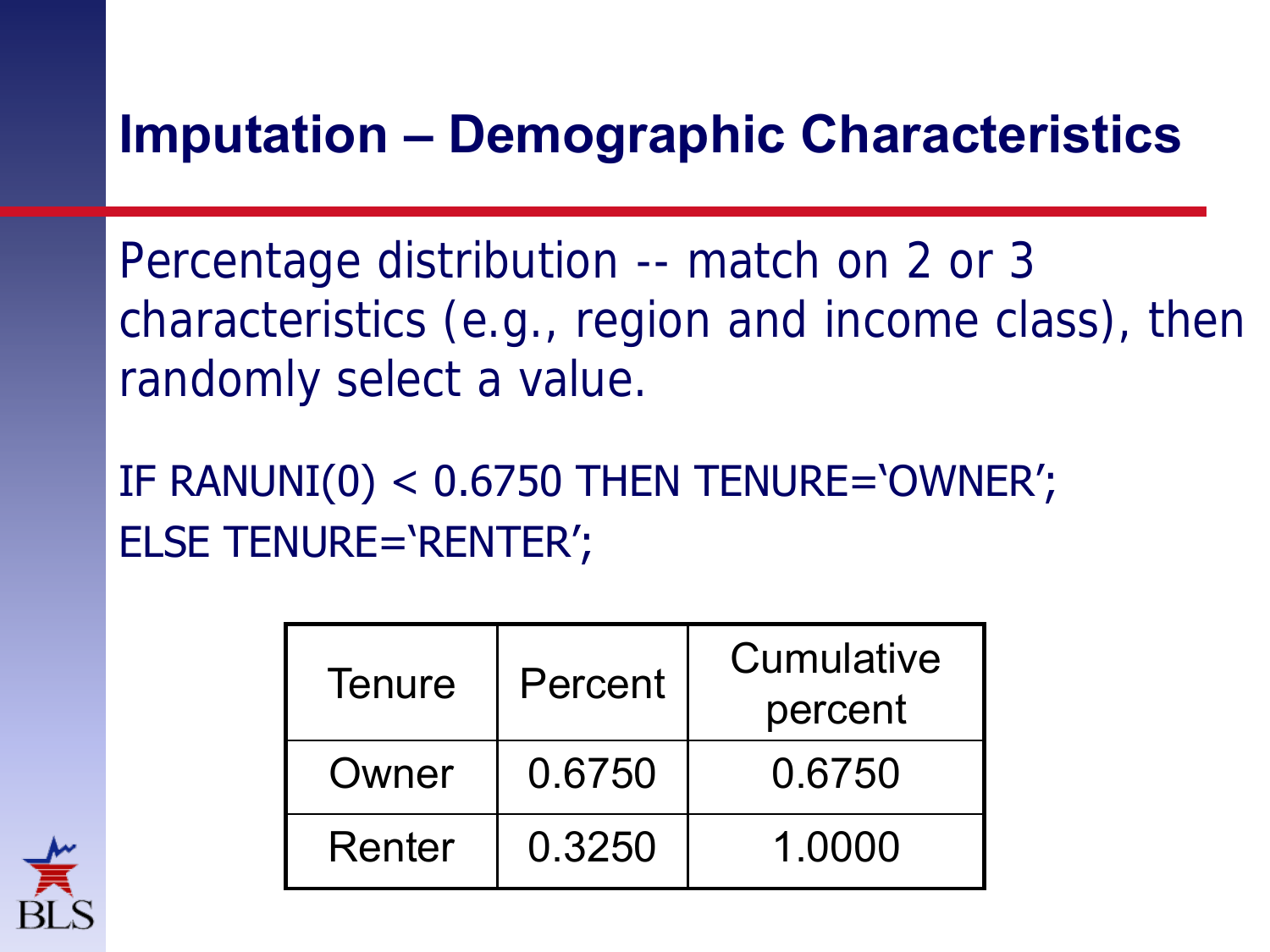# Imputation – Demographic Characteristics

Percentage distribution -- match on 2 or 3 characteristics (e.g., region and income class), then randomly select a value.

```
IF RANUNI(0) < 0.6750 THEN TENURE='OWNER';
ELSE TENURE='RENTER';
```

| Tenure | Percent | Cumulative percent |
| --- | --- | --- |
| Owner | 0.6750 | 0.6750 |
| Renter | 0.3250 | 1.0000 |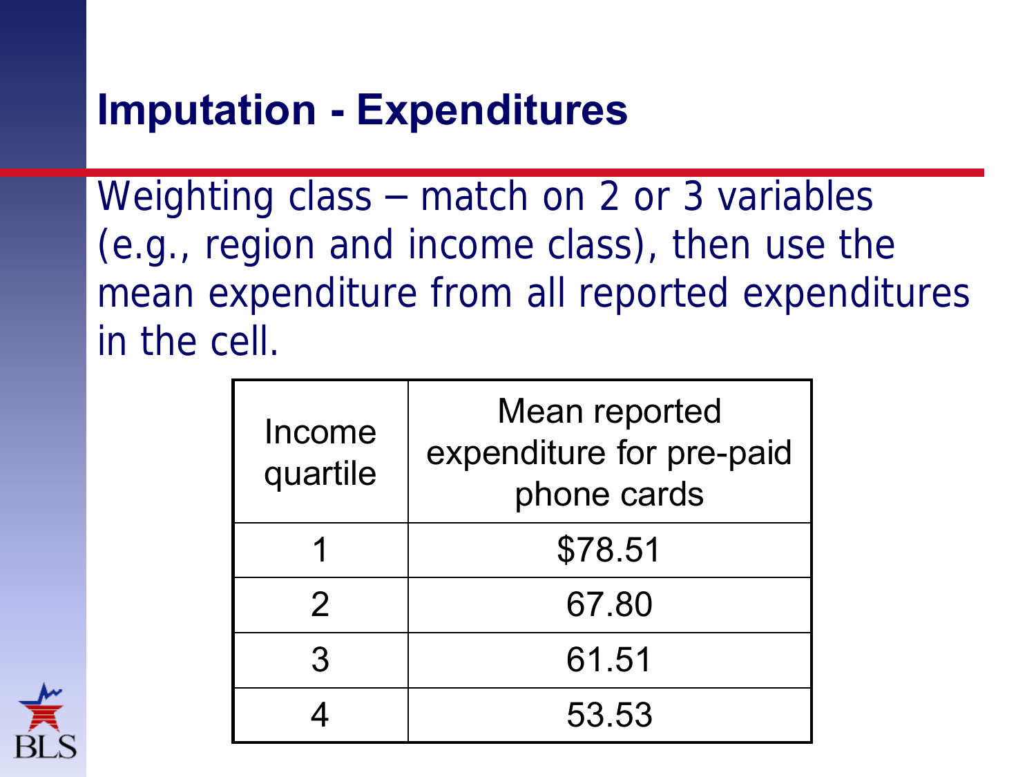# Imputation - Expenditures

Weighting class – match on 2 or 3 variables (e.g., region and income class), then use the mean expenditure from all reported expenditures in the cell.

| Income quartile | Mean reported expenditure for pre-paid phone cards |
|---|---|
| 1 | $78.51 |
| 2 | 67.80 |
| 3 | 61.51 |
| 4 | 53.53 |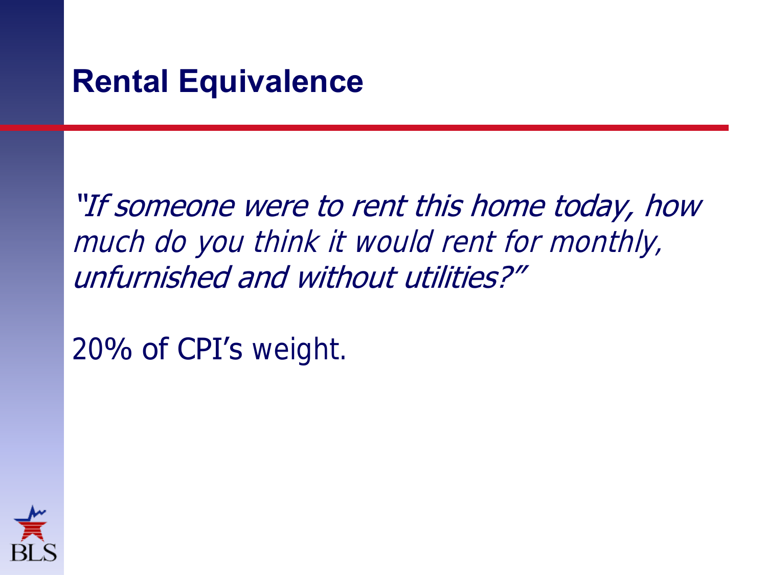## Rental Equivalence

*"If someone were to rent this home today, how much do you think it would rent for monthly, unfurnished and without utilities?"*

20% of CPI's weight.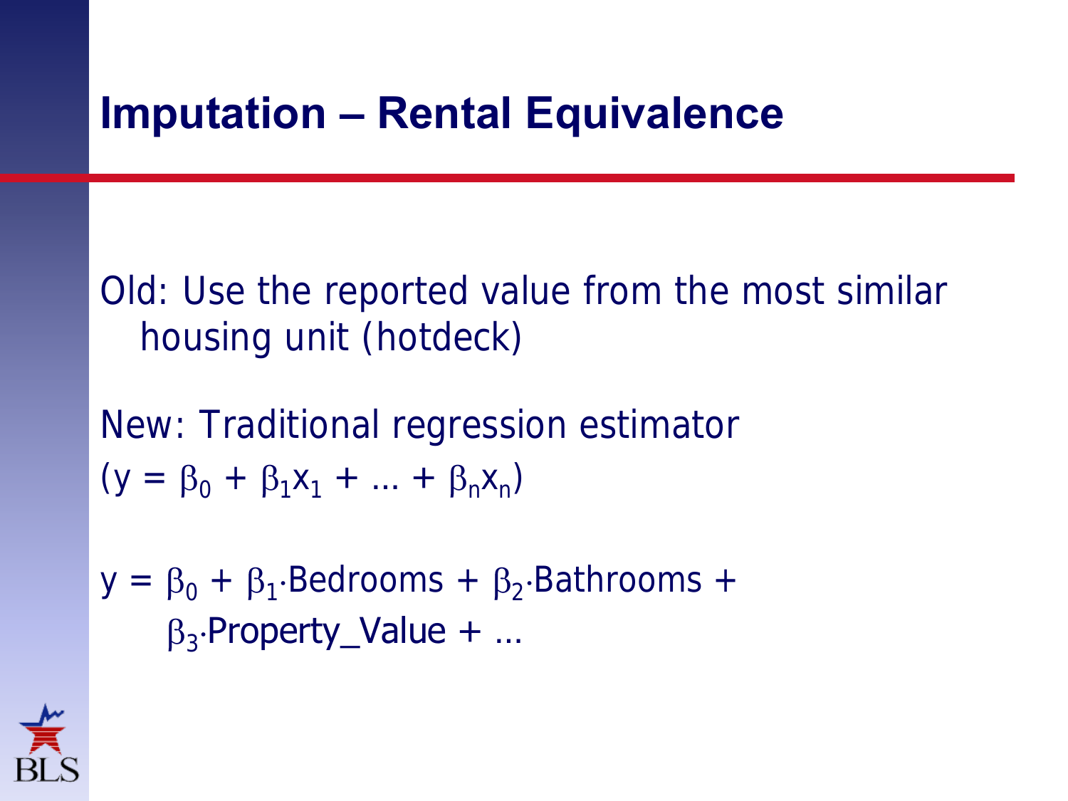# Imputation – Rental Equivalence

Old: Use the reported value from the most similar housing unit (hotdeck)

New: Traditional regression estimator

$(y = \beta_0 + \beta_1 x_1 + \ldots + \beta_n x_n)$

$y = \beta_0 + \beta_1 \cdot \text{Bedrooms} + \beta_2 \cdot \text{Bathrooms} + \beta_3 \cdot \text{Property\_Value} + \ldots$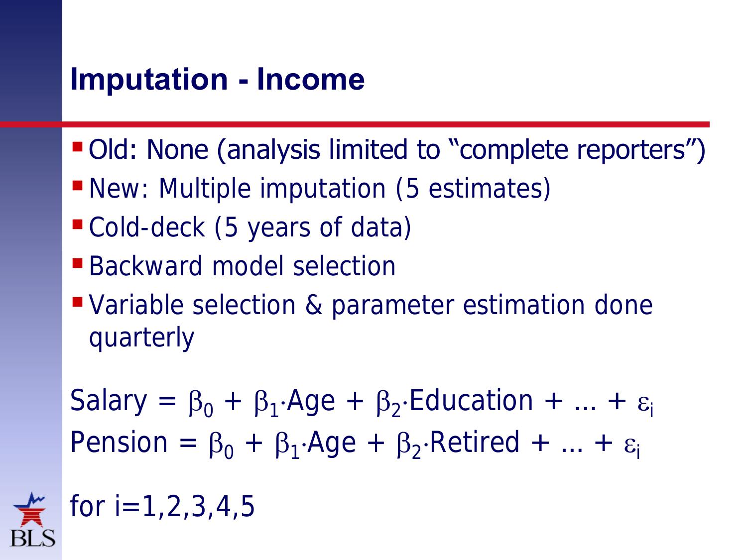# Imputation - Income

- Old: None (analysis limited to "complete reporters")
- New: Multiple imputation (5 estimates)
- Cold-deck (5 years of data)
- Backward model selection
- Variable selection & parameter estimation done quarterly

$$\text{Salary} = \beta_0 + \beta_1 \cdot \text{Age} + \beta_2 \cdot \text{Education} + \ldots + \varepsilon_i$$

$$\text{Pension} = \beta_0 + \beta_1 \cdot \text{Age} + \beta_2 \cdot \text{Retired} + \ldots + \varepsilon_i$$

for $i=1,2,3,4,5$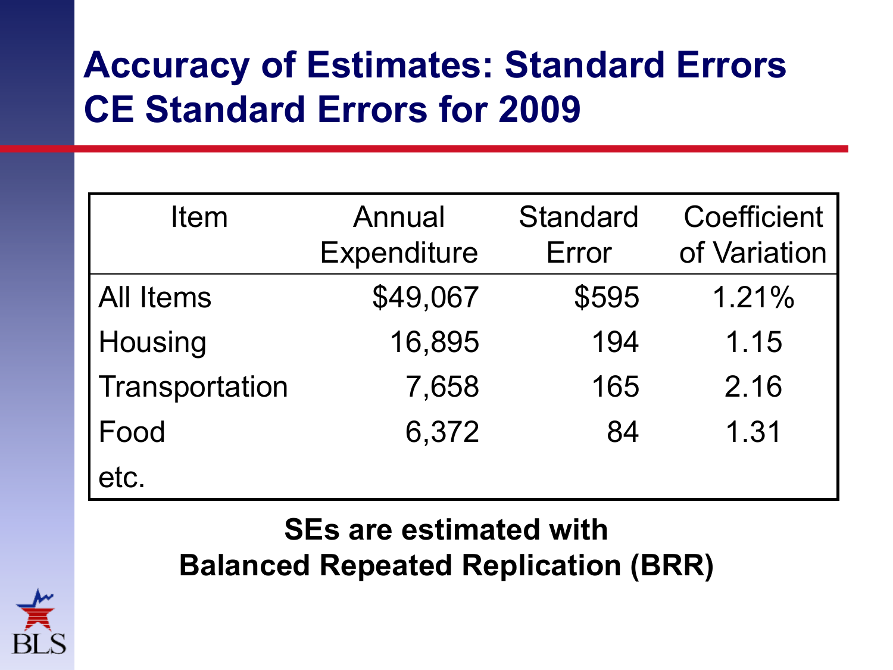# Accuracy of Estimates: Standard Errors CE Standard Errors for 2009

| Item | Annual Expenditure | Standard Error | Coefficient of Variation |
|---|---|---|---|
| All Items | $49,067 | $595 | 1.21% |
| Housing | 16,895 | 194 | 1.15 |
| Transportation | 7,658 | 165 | 2.16 |
| Food | 6,372 | 84 | 1.31 |
| etc. | | | |

**SEs are estimated with Balanced Repeated Replication (BRR)**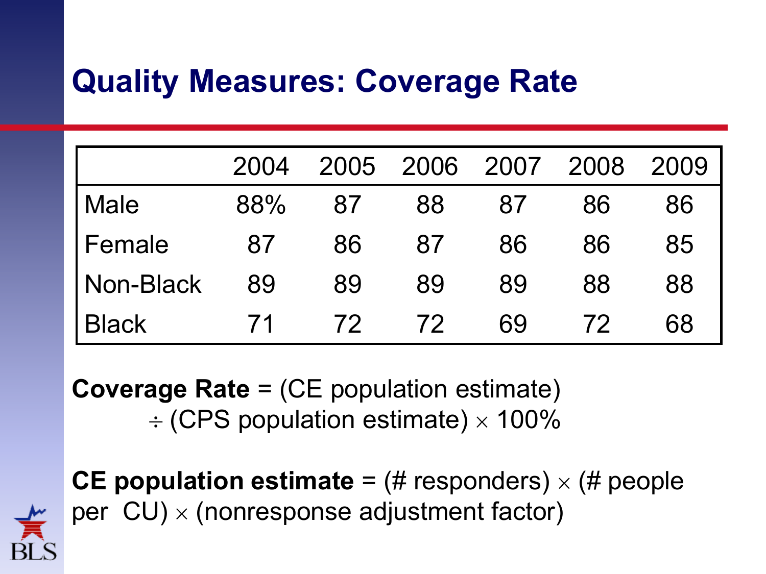# Quality Measures: Coverage Rate

| | 2004 | 2005 | 2006 | 2007 | 2008 | 2009 |
|---|---|---|---|---|---|---|
| Male | 88% | 87 | 88 | 87 | 86 | 86 |
| Female | 87 | 86 | 87 | 86 | 86 | 85 |
| Non-Black | 89 | 89 | 89 | 89 | 88 | 88 |
| Black | 71 | 72 | 72 | 69 | 72 | 68 |

**Coverage Rate** = (CE population estimate) $\div$ (CPS population estimate) $\times$ 100%

**CE population estimate** = (# responders) $\times$ (# people per CU) $\times$ (nonresponse adjustment factor)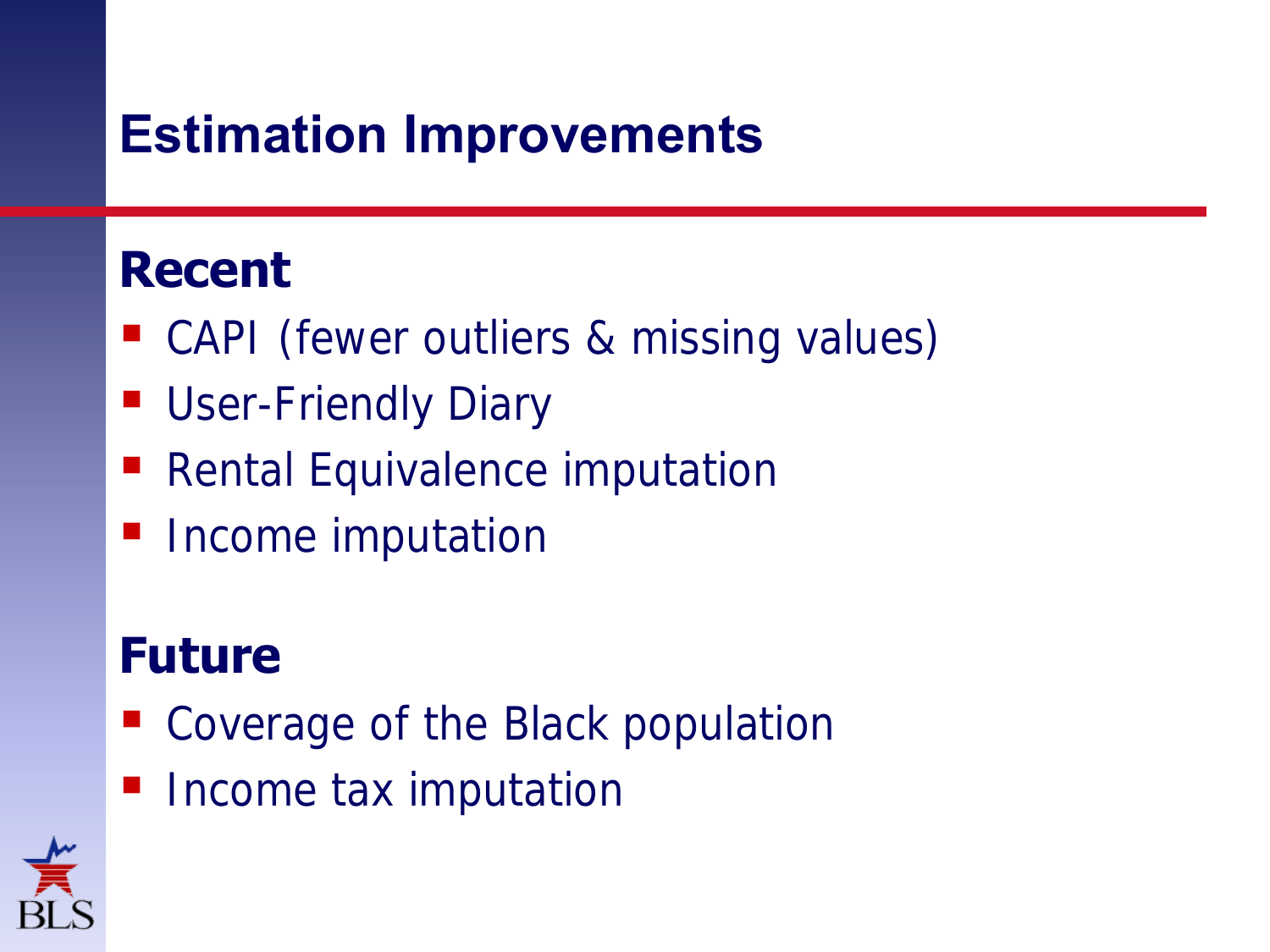# Estimation Improvements

## Recent

- CAPI (fewer outliers & missing values)
- User-Friendly Diary
- Rental Equivalence imputation
- Income imputation

## Future

- Coverage of the Black population
- Income tax imputation